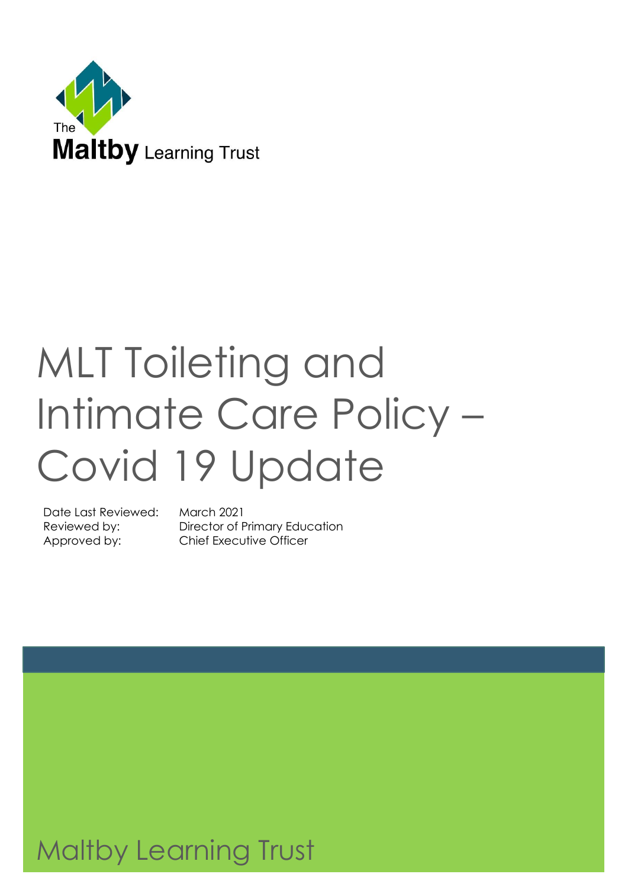The
**Maltby** Learning Trust

# MLT Toileting and Intimate Care Policy – Covid 19 Update

| | |
|---|---|
| Date Last Reviewed: | March 2021 |
| Reviewed by: | Director of Primary Education |
| Approved by: | Chief Executive Officer |

Maltby Learning Trust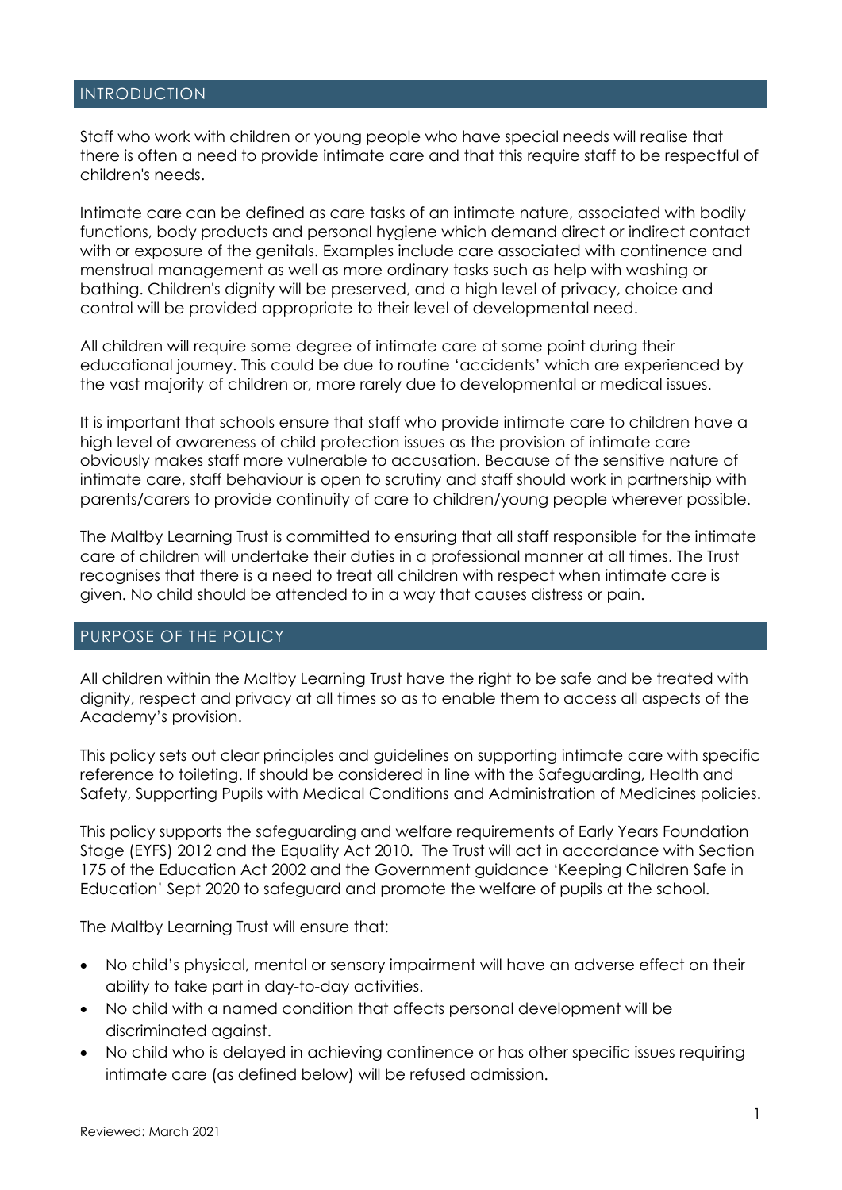## INTRODUCTION

Staff who work with children or young people who have special needs will realise that there is often a need to provide intimate care and that this require staff to be respectful of children's needs.

Intimate care can be defined as care tasks of an intimate nature, associated with bodily functions, body products and personal hygiene which demand direct or indirect contact with or exposure of the genitals. Examples include care associated with continence and menstrual management as well as more ordinary tasks such as help with washing or bathing. Children's dignity will be preserved, and a high level of privacy, choice and control will be provided appropriate to their level of developmental need.

All children will require some degree of intimate care at some point during their educational journey. This could be due to routine 'accidents' which are experienced by the vast majority of children or, more rarely due to developmental or medical issues.

It is important that schools ensure that staff who provide intimate care to children have a high level of awareness of child protection issues as the provision of intimate care obviously makes staff more vulnerable to accusation. Because of the sensitive nature of intimate care, staff behaviour is open to scrutiny and staff should work in partnership with parents/carers to provide continuity of care to children/young people wherever possible.

The Maltby Learning Trust is committed to ensuring that all staff responsible for the intimate care of children will undertake their duties in a professional manner at all times. The Trust recognises that there is a need to treat all children with respect when intimate care is given. No child should be attended to in a way that causes distress or pain.

## PURPOSE OF THE POLICY

All children within the Maltby Learning Trust have the right to be safe and be treated with dignity, respect and privacy at all times so as to enable them to access all aspects of the Academy's provision.

This policy sets out clear principles and guidelines on supporting intimate care with specific reference to toileting. If should be considered in line with the Safeguarding, Health and Safety, Supporting Pupils with Medical Conditions and Administration of Medicines policies.

This policy supports the safeguarding and welfare requirements of Early Years Foundation Stage (EYFS) 2012 and the Equality Act 2010. The Trust will act in accordance with Section 175 of the Education Act 2002 and the Government guidance 'Keeping Children Safe in Education' Sept 2020 to safeguard and promote the welfare of pupils at the school.

The Maltby Learning Trust will ensure that:

- No child's physical, mental or sensory impairment will have an adverse effect on their ability to take part in day-to-day activities.
- No child with a named condition that affects personal development will be discriminated against.
- No child who is delayed in achieving continence or has other specific issues requiring intimate care (as defined below) will be refused admission.

Reviewed: March 2021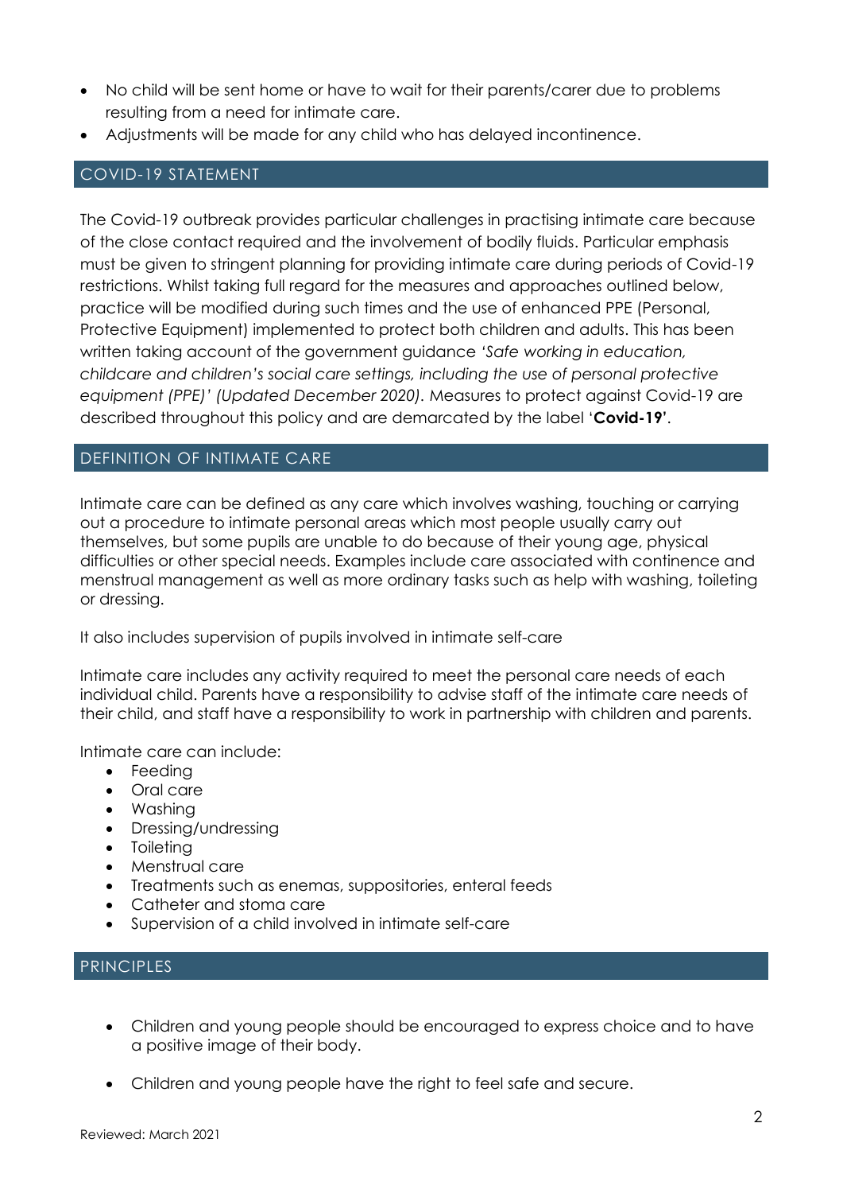- No child will be sent home or have to wait for their parents/carer due to problems resulting from a need for intimate care.
- Adjustments will be made for any child who has delayed incontinence.

## COVID-19 STATEMENT

The Covid-19 outbreak provides particular challenges in practising intimate care because of the close contact required and the involvement of bodily fluids. Particular emphasis must be given to stringent planning for providing intimate care during periods of Covid-19 restrictions. Whilst taking full regard for the measures and approaches outlined below, practice will be modified during such times and the use of enhanced PPE (Personal, Protective Equipment) implemented to protect both children and adults. This has been written taking account of the government guidance *'Safe working in education, childcare and children's social care settings, including the use of personal protective equipment (PPE)' (Updated December 2020)*. Measures to protect against Covid-19 are described throughout this policy and are demarcated by the label '**Covid-19'**.

## DEFINITION OF INTIMATE CARE

Intimate care can be defined as any care which involves washing, touching or carrying out a procedure to intimate personal areas which most people usually carry out themselves, but some pupils are unable to do because of their young age, physical difficulties or other special needs. Examples include care associated with continence and menstrual management as well as more ordinary tasks such as help with washing, toileting or dressing.

It also includes supervision of pupils involved in intimate self-care

Intimate care includes any activity required to meet the personal care needs of each individual child. Parents have a responsibility to advise staff of the intimate care needs of their child, and staff have a responsibility to work in partnership with children and parents.

Intimate care can include:

- Feeding
- Oral care
- Washing
- Dressing/undressing
- Toileting
- Menstrual care
- Treatments such as enemas, suppositories, enteral feeds
- Catheter and stoma care
- Supervision of a child involved in intimate self-care

## PRINCIPLES

- Children and young people should be encouraged to express choice and to have a positive image of their body.
- Children and young people have the right to feel safe and secure.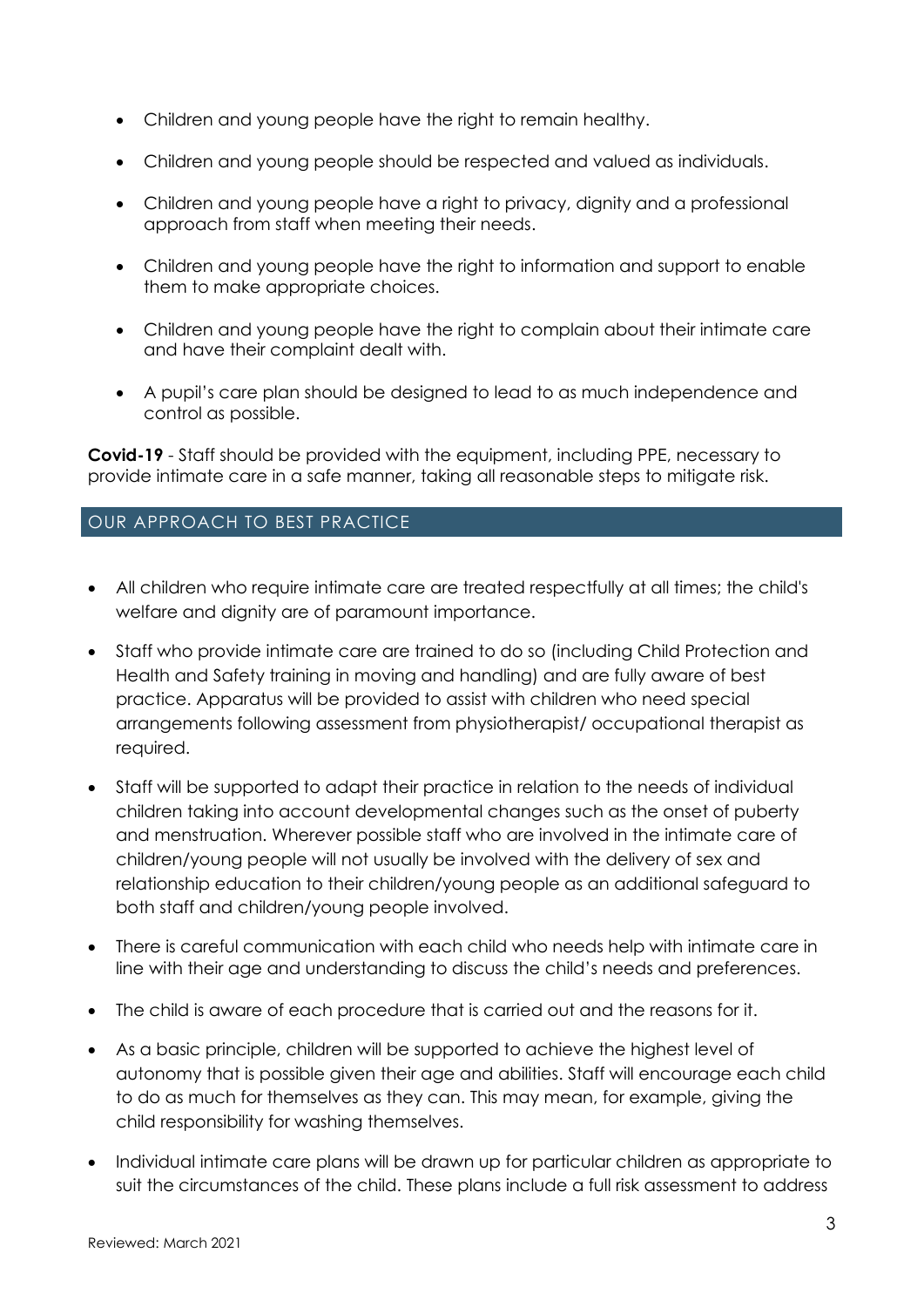- Children and young people have the right to remain healthy.
- Children and young people should be respected and valued as individuals.
- Children and young people have a right to privacy, dignity and a professional approach from staff when meeting their needs.
- Children and young people have the right to information and support to enable them to make appropriate choices.
- Children and young people have the right to complain about their intimate care and have their complaint dealt with.
- A pupil's care plan should be designed to lead to as much independence and control as possible.

**Covid-19** - Staff should be provided with the equipment, including PPE, necessary to provide intimate care in a safe manner, taking all reasonable steps to mitigate risk.

## OUR APPROACH TO BEST PRACTICE

- All children who require intimate care are treated respectfully at all times; the child's welfare and dignity are of paramount importance.
- Staff who provide intimate care are trained to do so (including Child Protection and Health and Safety training in moving and handling) and are fully aware of best practice. Apparatus will be provided to assist with children who need special arrangements following assessment from physiotherapist/ occupational therapist as required.
- Staff will be supported to adapt their practice in relation to the needs of individual children taking into account developmental changes such as the onset of puberty and menstruation. Wherever possible staff who are involved in the intimate care of children/young people will not usually be involved with the delivery of sex and relationship education to their children/young people as an additional safeguard to both staff and children/young people involved.
- There is careful communication with each child who needs help with intimate care in line with their age and understanding to discuss the child's needs and preferences.
- The child is aware of each procedure that is carried out and the reasons for it.
- As a basic principle, children will be supported to achieve the highest level of autonomy that is possible given their age and abilities. Staff will encourage each child to do as much for themselves as they can. This may mean, for example, giving the child responsibility for washing themselves.
- Individual intimate care plans will be drawn up for particular children as appropriate to suit the circumstances of the child. These plans include a full risk assessment to address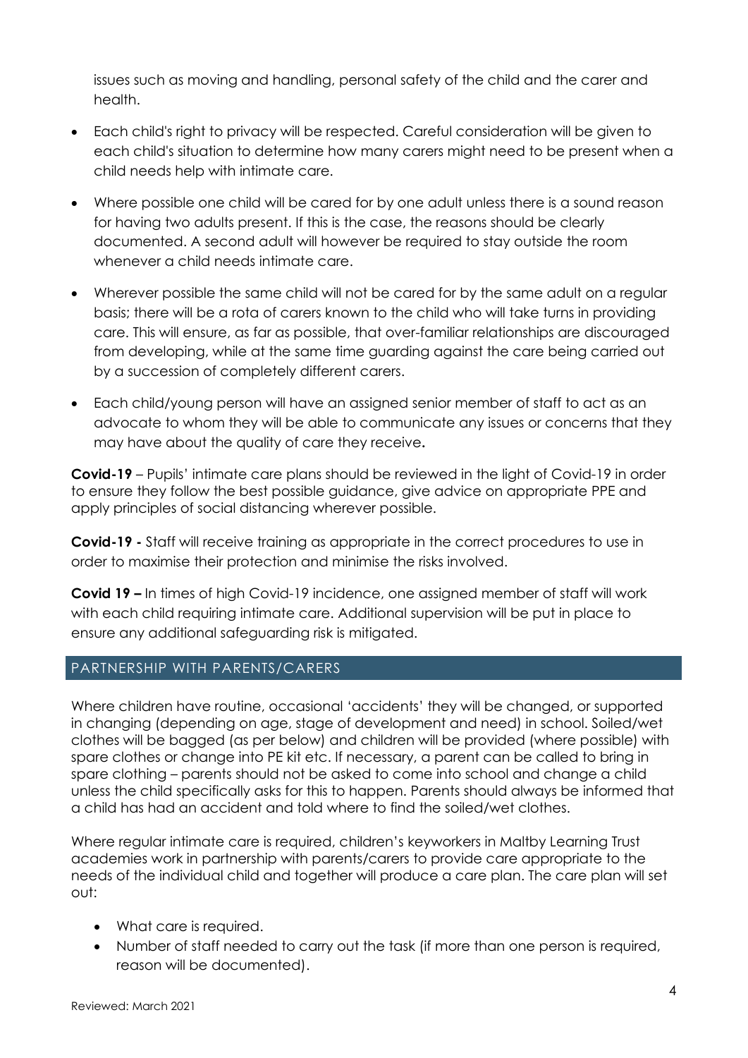issues such as moving and handling, personal safety of the child and the carer and health.

- Each child's right to privacy will be respected. Careful consideration will be given to each child's situation to determine how many carers might need to be present when a child needs help with intimate care.
- Where possible one child will be cared for by one adult unless there is a sound reason for having two adults present. If this is the case, the reasons should be clearly documented. A second adult will however be required to stay outside the room whenever a child needs intimate care.
- Wherever possible the same child will not be cared for by the same adult on a regular basis; there will be a rota of carers known to the child who will take turns in providing care. This will ensure, as far as possible, that over-familiar relationships are discouraged from developing, while at the same time guarding against the care being carried out by a succession of completely different carers.
- Each child/young person will have an assigned senior member of staff to act as an advocate to whom they will be able to communicate any issues or concerns that they may have about the quality of care they receive**.**

**Covid-19** – Pupils' intimate care plans should be reviewed in the light of Covid-19 in order to ensure they follow the best possible guidance, give advice on appropriate PPE and apply principles of social distancing wherever possible.

**Covid-19 -** Staff will receive training as appropriate in the correct procedures to use in order to maximise their protection and minimise the risks involved.

**Covid 19 –** In times of high Covid-19 incidence, one assigned member of staff will work with each child requiring intimate care. Additional supervision will be put in place to ensure any additional safeguarding risk is mitigated.

## PARTNERSHIP WITH PARENTS/CARERS

Where children have routine, occasional 'accidents' they will be changed, or supported in changing (depending on age, stage of development and need) in school. Soiled/wet clothes will be bagged (as per below) and children will be provided (where possible) with spare clothes or change into PE kit etc. If necessary, a parent can be called to bring in spare clothing – parents should not be asked to come into school and change a child unless the child specifically asks for this to happen. Parents should always be informed that a child has had an accident and told where to find the soiled/wet clothes.

Where regular intimate care is required, children's keyworkers in Maltby Learning Trust academies work in partnership with parents/carers to provide care appropriate to the needs of the individual child and together will produce a care plan. The care plan will set out:

- What care is required.
- Number of staff needed to carry out the task (if more than one person is required, reason will be documented).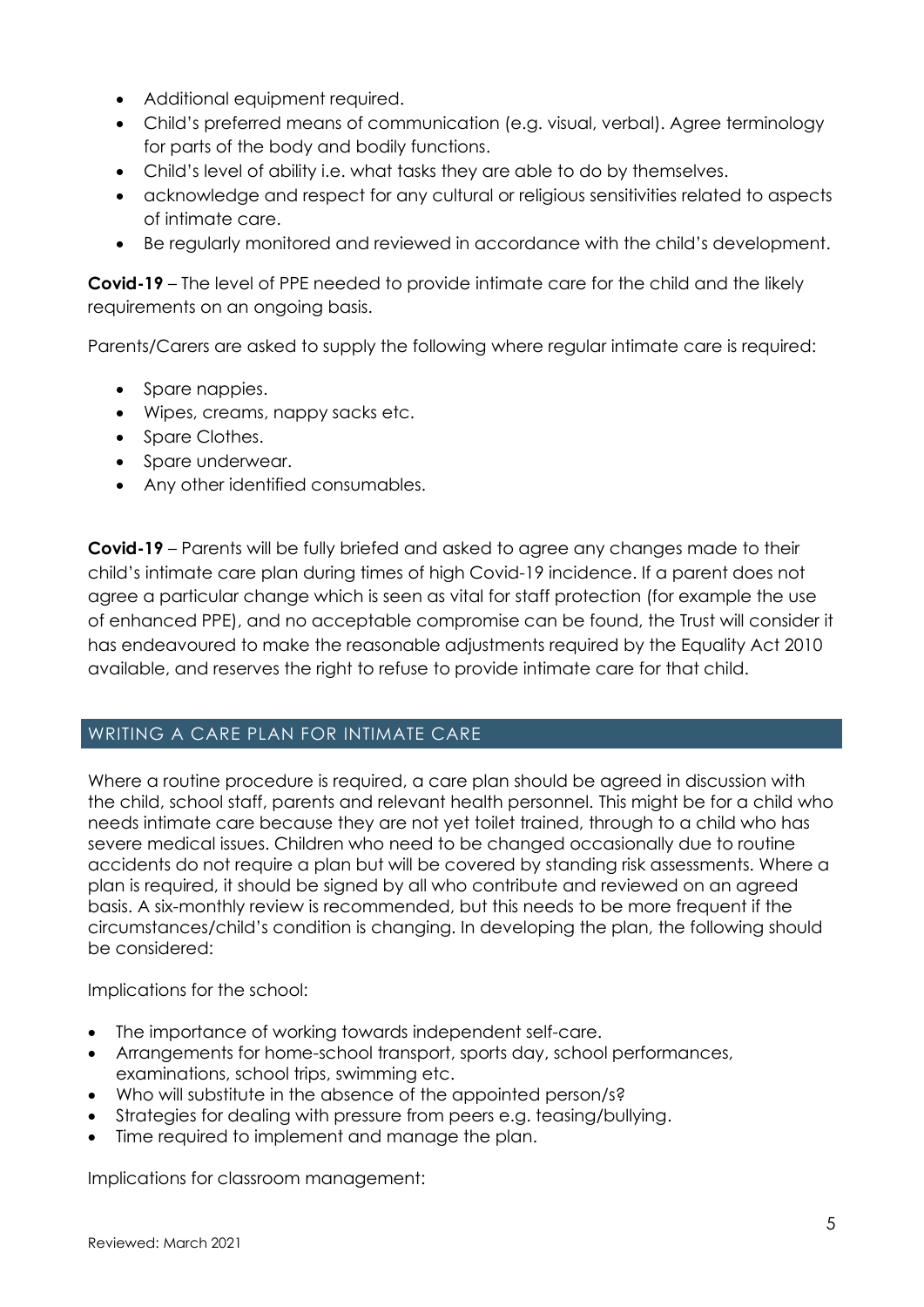- Additional equipment required.
- Child's preferred means of communication (e.g. visual, verbal). Agree terminology for parts of the body and bodily functions.
- Child's level of ability i.e. what tasks they are able to do by themselves.
- acknowledge and respect for any cultural or religious sensitivities related to aspects of intimate care.
- Be regularly monitored and reviewed in accordance with the child's development.

**Covid-19** – The level of PPE needed to provide intimate care for the child and the likely requirements on an ongoing basis.

Parents/Carers are asked to supply the following where regular intimate care is required:

- Spare nappies.
- Wipes, creams, nappy sacks etc.
- Spare Clothes.
- Spare underwear.
- Any other identified consumables.

**Covid-19** – Parents will be fully briefed and asked to agree any changes made to their child's intimate care plan during times of high Covid-19 incidence. If a parent does not agree a particular change which is seen as vital for staff protection (for example the use of enhanced PPE), and no acceptable compromise can be found, the Trust will consider it has endeavoured to make the reasonable adjustments required by the Equality Act 2010 available, and reserves the right to refuse to provide intimate care for that child.

## WRITING A CARE PLAN FOR INTIMATE CARE

Where a routine procedure is required, a care plan should be agreed in discussion with the child, school staff, parents and relevant health personnel. This might be for a child who needs intimate care because they are not yet toilet trained, through to a child who has severe medical issues. Children who need to be changed occasionally due to routine accidents do not require a plan but will be covered by standing risk assessments. Where a plan is required, it should be signed by all who contribute and reviewed on an agreed basis. A six-monthly review is recommended, but this needs to be more frequent if the circumstances/child's condition is changing. In developing the plan, the following should be considered:

Implications for the school:

- The importance of working towards independent self-care.
- Arrangements for home-school transport, sports day, school performances, examinations, school trips, swimming etc.
- Who will substitute in the absence of the appointed person/s?
- Strategies for dealing with pressure from peers e.g. teasing/bullying.
- Time required to implement and manage the plan.

Implications for classroom management: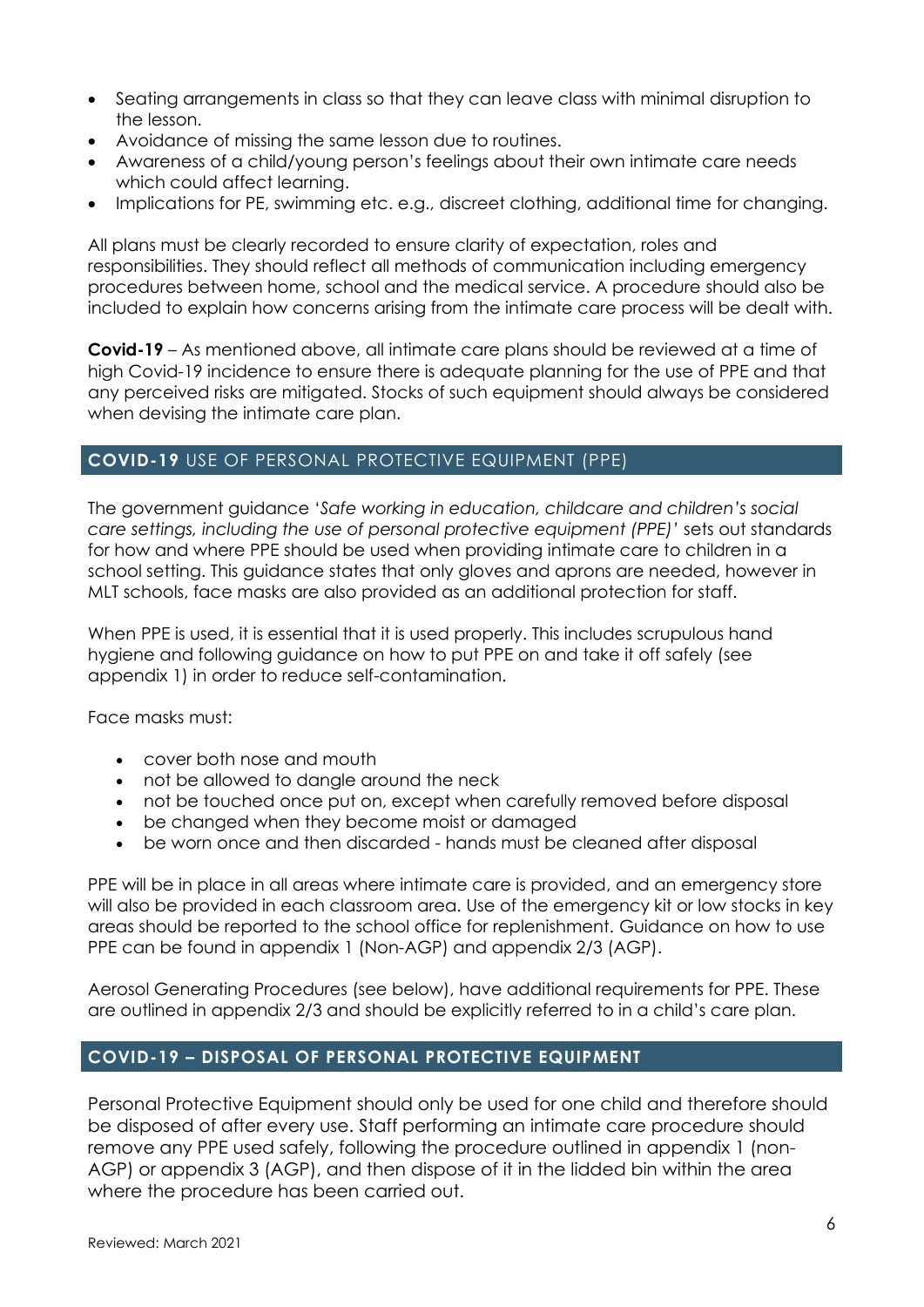- Seating arrangements in class so that they can leave class with minimal disruption to the lesson.
- Avoidance of missing the same lesson due to routines.
- Awareness of a child/young person's feelings about their own intimate care needs which could affect learning.
- Implications for PE, swimming etc. e.g., discreet clothing, additional time for changing.

All plans must be clearly recorded to ensure clarity of expectation, roles and responsibilities. They should reflect all methods of communication including emergency procedures between home, school and the medical service. A procedure should also be included to explain how concerns arising from the intimate care process will be dealt with.

**Covid-19** – As mentioned above, all intimate care plans should be reviewed at a time of high Covid-19 incidence to ensure there is adequate planning for the use of PPE and that any perceived risks are mitigated. Stocks of such equipment should always be considered when devising the intimate care plan.

## COVID-19 USE OF PERSONAL PROTECTIVE EQUIPMENT (PPE)

The government guidance '*Safe working in education, childcare and children's social care settings, including the use of personal protective equipment (PPE)'* sets out standards for how and where PPE should be used when providing intimate care to children in a school setting. This guidance states that only gloves and aprons are needed, however in MLT schools, face masks are also provided as an additional protection for staff.

When PPE is used, it is essential that it is used properly. This includes scrupulous hand hygiene and following guidance on how to put PPE on and take it off safely (see appendix 1) in order to reduce self-contamination.

Face masks must:

- cover both nose and mouth
- not be allowed to dangle around the neck
- not be touched once put on, except when carefully removed before disposal
- be changed when they become moist or damaged
- be worn once and then discarded - hands must be cleaned after disposal

PPE will be in place in all areas where intimate care is provided, and an emergency store will also be provided in each classroom area. Use of the emergency kit or low stocks in key areas should be reported to the school office for replenishment. Guidance on how to use PPE can be found in appendix 1 (Non-AGP) and appendix 2/3 (AGP).

Aerosol Generating Procedures (see below), have additional requirements for PPE. These are outlined in appendix 2/3 and should be explicitly referred to in a child's care plan.

## COVID-19 – DISPOSAL OF PERSONAL PROTECTIVE EQUIPMENT

Personal Protective Equipment should only be used for one child and therefore should be disposed of after every use. Staff performing an intimate care procedure should remove any PPE used safely, following the procedure outlined in appendix 1 (non-AGP) or appendix 3 (AGP), and then dispose of it in the lidded bin within the area where the procedure has been carried out.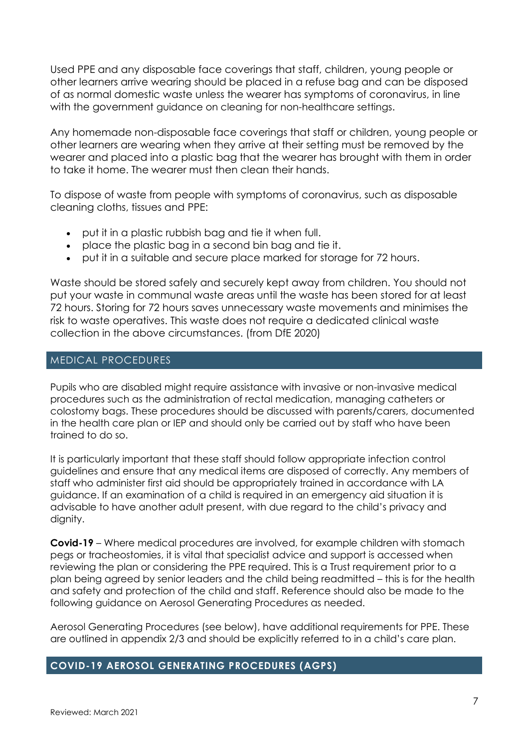Used PPE and any disposable face coverings that staff, children, young people or other learners arrive wearing should be placed in a refuse bag and can be disposed of as normal domestic waste unless the wearer has symptoms of coronavirus, in line with the government guidance on cleaning for non-healthcare settings.

Any homemade non-disposable face coverings that staff or children, young people or other learners are wearing when they arrive at their setting must be removed by the wearer and placed into a plastic bag that the wearer has brought with them in order to take it home. The wearer must then clean their hands.

To dispose of waste from people with symptoms of coronavirus, such as disposable cleaning cloths, tissues and PPE:

- put it in a plastic rubbish bag and tie it when full.
- place the plastic bag in a second bin bag and tie it.
- put it in a suitable and secure place marked for storage for 72 hours.

Waste should be stored safely and securely kept away from children. You should not put your waste in communal waste areas until the waste has been stored for at least 72 hours. Storing for 72 hours saves unnecessary waste movements and minimises the risk to waste operatives. This waste does not require a dedicated clinical waste collection in the above circumstances. (from DfE 2020)

## MEDICAL PROCEDURES

Pupils who are disabled might require assistance with invasive or non-invasive medical procedures such as the administration of rectal medication, managing catheters or colostomy bags. These procedures should be discussed with parents/carers, documented in the health care plan or IEP and should only be carried out by staff who have been trained to do so.

It is particularly important that these staff should follow appropriate infection control guidelines and ensure that any medical items are disposed of correctly. Any members of staff who administer first aid should be appropriately trained in accordance with LA guidance. If an examination of a child is required in an emergency aid situation it is advisable to have another adult present, with due regard to the child's privacy and dignity.

**Covid-19** – Where medical procedures are involved, for example children with stomach pegs or tracheostomies, it is vital that specialist advice and support is accessed when reviewing the plan or considering the PPE required. This is a Trust requirement prior to a plan being agreed by senior leaders and the child being readmitted – this is for the health and safety and protection of the child and staff. Reference should also be made to the following guidance on Aerosol Generating Procedures as needed.

Aerosol Generating Procedures (see below), have additional requirements for PPE. These are outlined in appendix 2/3 and should be explicitly referred to in a child's care plan.

## COVID-19 AEROSOL GENERATING PROCEDURES (AGPS)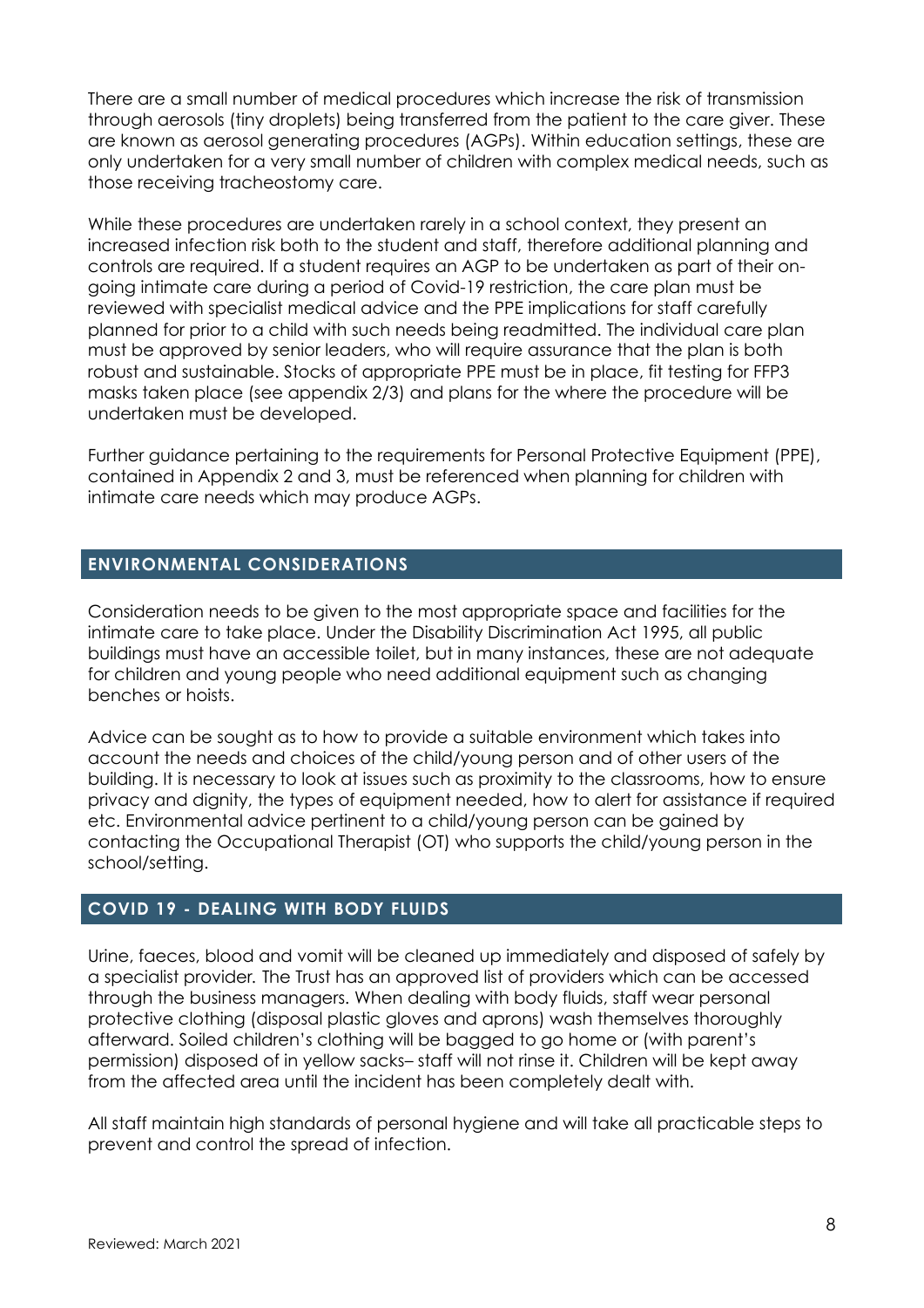There are a small number of medical procedures which increase the risk of transmission through aerosols (tiny droplets) being transferred from the patient to the care giver. These are known as aerosol generating procedures (AGPs). Within education settings, these are only undertaken for a very small number of children with complex medical needs, such as those receiving tracheostomy care.

While these procedures are undertaken rarely in a school context, they present an increased infection risk both to the student and staff, therefore additional planning and controls are required. If a student requires an AGP to be undertaken as part of their on-going intimate care during a period of Covid-19 restriction, the care plan must be reviewed with specialist medical advice and the PPE implications for staff carefully planned for prior to a child with such needs being readmitted. The individual care plan must be approved by senior leaders, who will require assurance that the plan is both robust and sustainable. Stocks of appropriate PPE must be in place, fit testing for FFP3 masks taken place (see appendix 2/3) and plans for the where the procedure will be undertaken must be developed.

Further guidance pertaining to the requirements for Personal Protective Equipment (PPE), contained in Appendix 2 and 3, must be referenced when planning for children with intimate care needs which may produce AGPs.

## ENVIRONMENTAL CONSIDERATIONS

Consideration needs to be given to the most appropriate space and facilities for the intimate care to take place. Under the Disability Discrimination Act 1995, all public buildings must have an accessible toilet, but in many instances, these are not adequate for children and young people who need additional equipment such as changing benches or hoists.

Advice can be sought as to how to provide a suitable environment which takes into account the needs and choices of the child/young person and of other users of the building. It is necessary to look at issues such as proximity to the classrooms, how to ensure privacy and dignity, the types of equipment needed, how to alert for assistance if required etc. Environmental advice pertinent to a child/young person can be gained by contacting the Occupational Therapist (OT) who supports the child/young person in the school/setting.

## COVID 19 - DEALING WITH BODY FLUIDS

Urine, faeces, blood and vomit will be cleaned up immediately and disposed of safely by a specialist provider. The Trust has an approved list of providers which can be accessed through the business managers. When dealing with body fluids, staff wear personal protective clothing (disposal plastic gloves and aprons) wash themselves thoroughly afterward. Soiled children's clothing will be bagged to go home or (with parent's permission) disposed of in yellow sacks– staff will not rinse it. Children will be kept away from the affected area until the incident has been completely dealt with.

All staff maintain high standards of personal hygiene and will take all practicable steps to prevent and control the spread of infection.

Reviewed: March 2021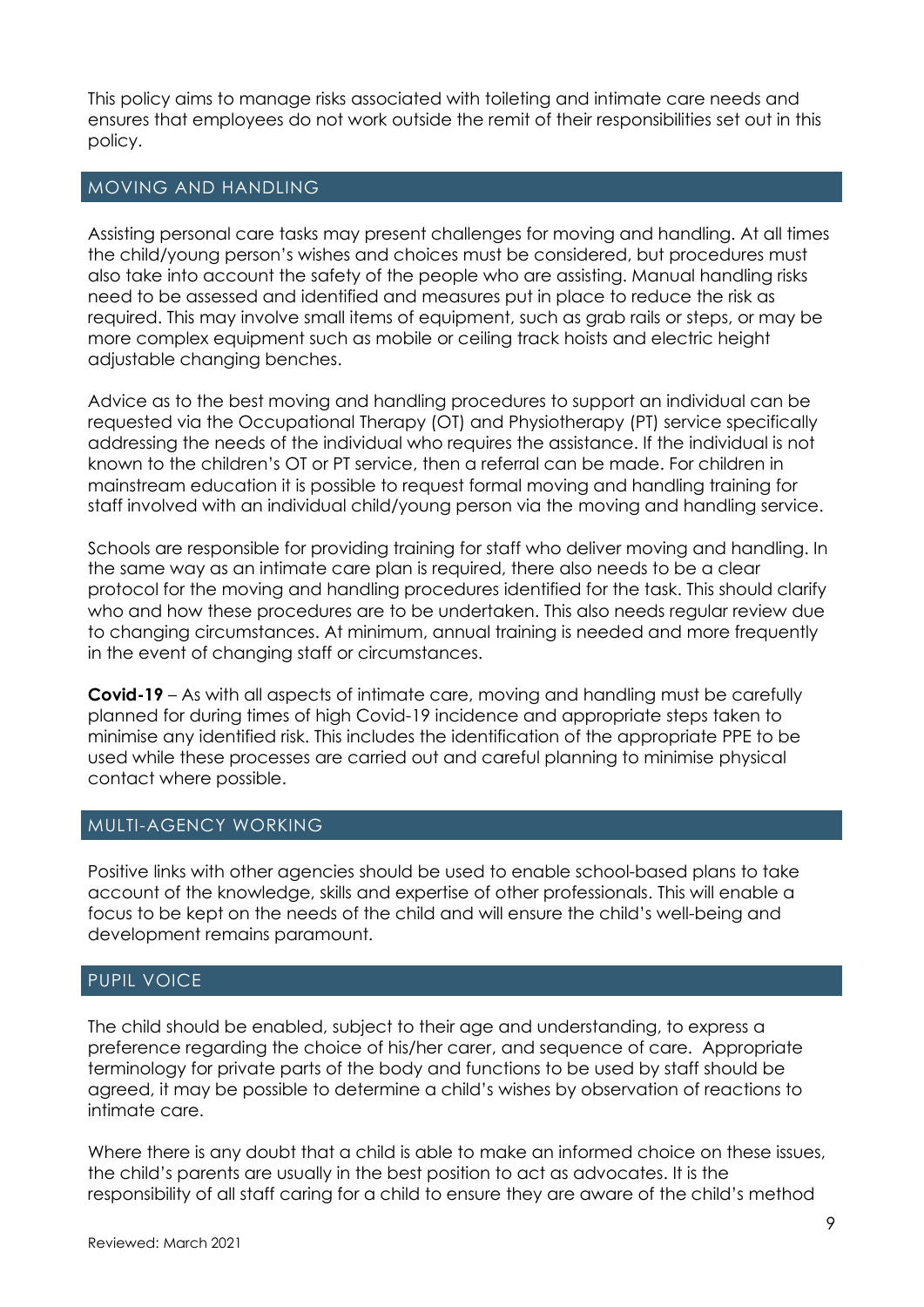This policy aims to manage risks associated with toileting and intimate care needs and ensures that employees do not work outside the remit of their responsibilities set out in this policy.

## MOVING AND HANDLING

Assisting personal care tasks may present challenges for moving and handling. At all times the child/young person's wishes and choices must be considered, but procedures must also take into account the safety of the people who are assisting. Manual handling risks need to be assessed and identified and measures put in place to reduce the risk as required. This may involve small items of equipment, such as grab rails or steps, or may be more complex equipment such as mobile or ceiling track hoists and electric height adjustable changing benches.

Advice as to the best moving and handling procedures to support an individual can be requested via the Occupational Therapy (OT) and Physiotherapy (PT) service specifically addressing the needs of the individual who requires the assistance. If the individual is not known to the children's OT or PT service, then a referral can be made. For children in mainstream education it is possible to request formal moving and handling training for staff involved with an individual child/young person via the moving and handling service.

Schools are responsible for providing training for staff who deliver moving and handling. In the same way as an intimate care plan is required, there also needs to be a clear protocol for the moving and handling procedures identified for the task. This should clarify who and how these procedures are to be undertaken. This also needs regular review due to changing circumstances. At minimum, annual training is needed and more frequently in the event of changing staff or circumstances.

**Covid-19** – As with all aspects of intimate care, moving and handling must be carefully planned for during times of high Covid-19 incidence and appropriate steps taken to minimise any identified risk. This includes the identification of the appropriate PPE to be used while these processes are carried out and careful planning to minimise physical contact where possible.

## MULTI-AGENCY WORKING

Positive links with other agencies should be used to enable school-based plans to take account of the knowledge, skills and expertise of other professionals. This will enable a focus to be kept on the needs of the child and will ensure the child's well-being and development remains paramount.

## PUPIL VOICE

The child should be enabled, subject to their age and understanding, to express a preference regarding the choice of his/her carer, and sequence of care. Appropriate terminology for private parts of the body and functions to be used by staff should be agreed, it may be possible to determine a child's wishes by observation of reactions to intimate care.

Where there is any doubt that a child is able to make an informed choice on these issues, the child's parents are usually in the best position to act as advocates. It is the responsibility of all staff caring for a child to ensure they are aware of the child's method

Reviewed: March 2021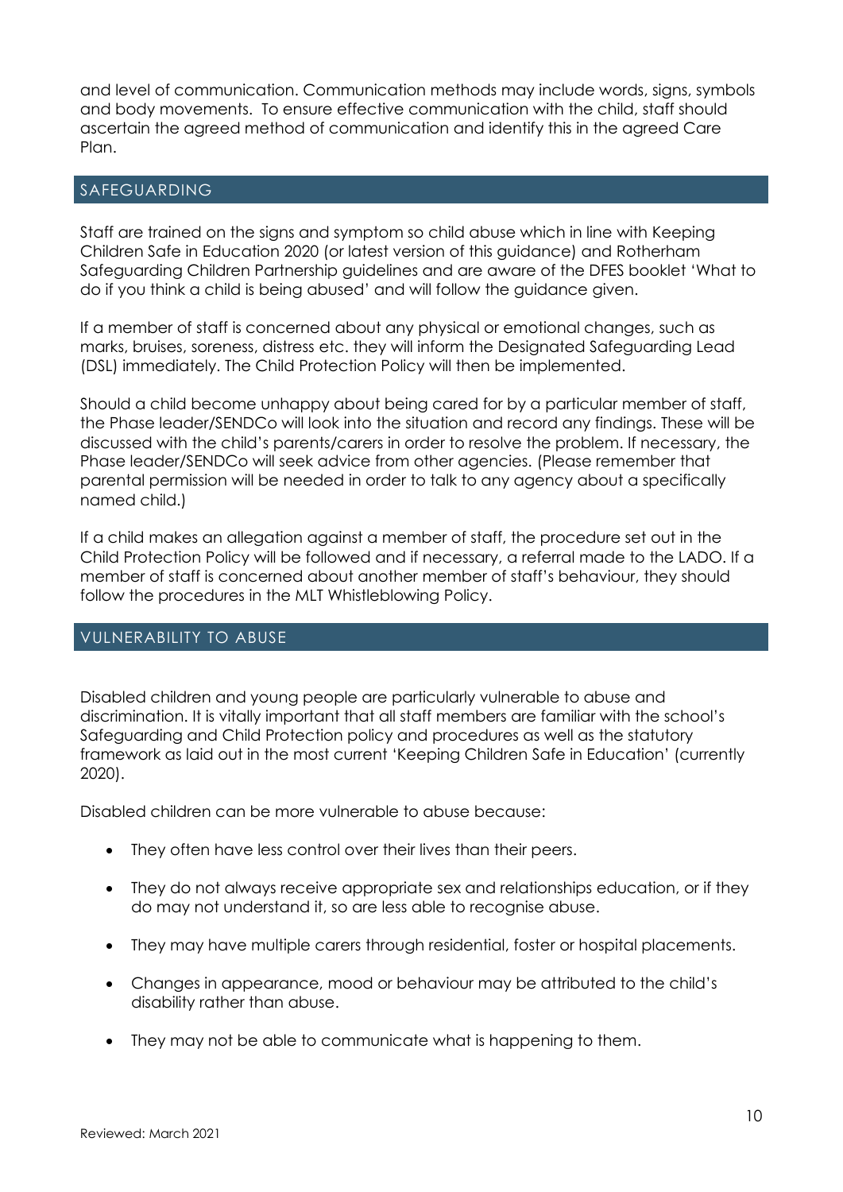and level of communication. Communication methods may include words, signs, symbols and body movements. To ensure effective communication with the child, staff should ascertain the agreed method of communication and identify this in the agreed Care Plan.

## SAFEGUARDING

Staff are trained on the signs and symptom so child abuse which in line with Keeping Children Safe in Education 2020 (or latest version of this guidance) and Rotherham Safeguarding Children Partnership guidelines and are aware of the DFES booklet 'What to do if you think a child is being abused' and will follow the guidance given.

If a member of staff is concerned about any physical or emotional changes, such as marks, bruises, soreness, distress etc. they will inform the Designated Safeguarding Lead (DSL) immediately. The Child Protection Policy will then be implemented.

Should a child become unhappy about being cared for by a particular member of staff, the Phase leader/SENDCo will look into the situation and record any findings. These will be discussed with the child's parents/carers in order to resolve the problem. If necessary, the Phase leader/SENDCo will seek advice from other agencies. (Please remember that parental permission will be needed in order to talk to any agency about a specifically named child.)

If a child makes an allegation against a member of staff, the procedure set out in the Child Protection Policy will be followed and if necessary, a referral made to the LADO. If a member of staff is concerned about another member of staff's behaviour, they should follow the procedures in the MLT Whistleblowing Policy.

## VULNERABILITY TO ABUSE

Disabled children and young people are particularly vulnerable to abuse and discrimination. It is vitally important that all staff members are familiar with the school's Safeguarding and Child Protection policy and procedures as well as the statutory framework as laid out in the most current 'Keeping Children Safe in Education' (currently 2020).

Disabled children can be more vulnerable to abuse because:

- They often have less control over their lives than their peers.
- They do not always receive appropriate sex and relationships education, or if they do may not understand it, so are less able to recognise abuse.
- They may have multiple carers through residential, foster or hospital placements.
- Changes in appearance, mood or behaviour may be attributed to the child's disability rather than abuse.
- They may not be able to communicate what is happening to them.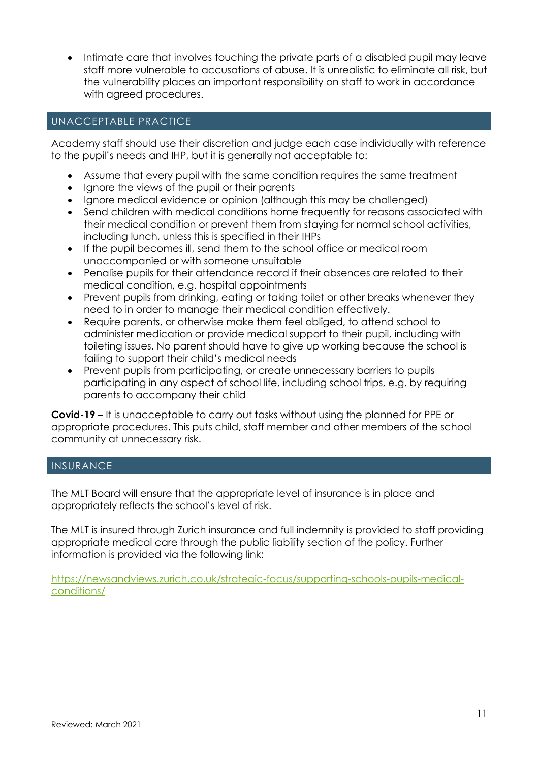- Intimate care that involves touching the private parts of a disabled pupil may leave staff more vulnerable to accusations of abuse. It is unrealistic to eliminate all risk, but the vulnerability places an important responsibility on staff to work in accordance with agreed procedures.

## UNACCEPTABLE PRACTICE

Academy staff should use their discretion and judge each case individually with reference to the pupil's needs and IHP, but it is generally not acceptable to:

- Assume that every pupil with the same condition requires the same treatment
- Ignore the views of the pupil or their parents
- Ignore medical evidence or opinion (although this may be challenged)
- Send children with medical conditions home frequently for reasons associated with their medical condition or prevent them from staying for normal school activities, including lunch, unless this is specified in their IHPs
- If the pupil becomes ill, send them to the school office or medical room unaccompanied or with someone unsuitable
- Penalise pupils for their attendance record if their absences are related to their medical condition, e.g. hospital appointments
- Prevent pupils from drinking, eating or taking toilet or other breaks whenever they need to in order to manage their medical condition effectively.
- Require parents, or otherwise make them feel obliged, to attend school to administer medication or provide medical support to their pupil, including with toileting issues. No parent should have to give up working because the school is failing to support their child's medical needs
- Prevent pupils from participating, or create unnecessary barriers to pupils participating in any aspect of school life, including school trips, e.g. by requiring parents to accompany their child

**Covid-19** – It is unacceptable to carry out tasks without using the planned for PPE or appropriate procedures. This puts child, staff member and other members of the school community at unnecessary risk.

## INSURANCE

The MLT Board will ensure that the appropriate level of insurance is in place and appropriately reflects the school's level of risk.

The MLT is insured through Zurich insurance and full indemnity is provided to staff providing appropriate medical care through the public liability section of the policy. Further information is provided via the following link:

https://newsandviews.zurich.co.uk/strategic-focus/supporting-schools-pupils-medical-conditions/

Reviewed: March 2021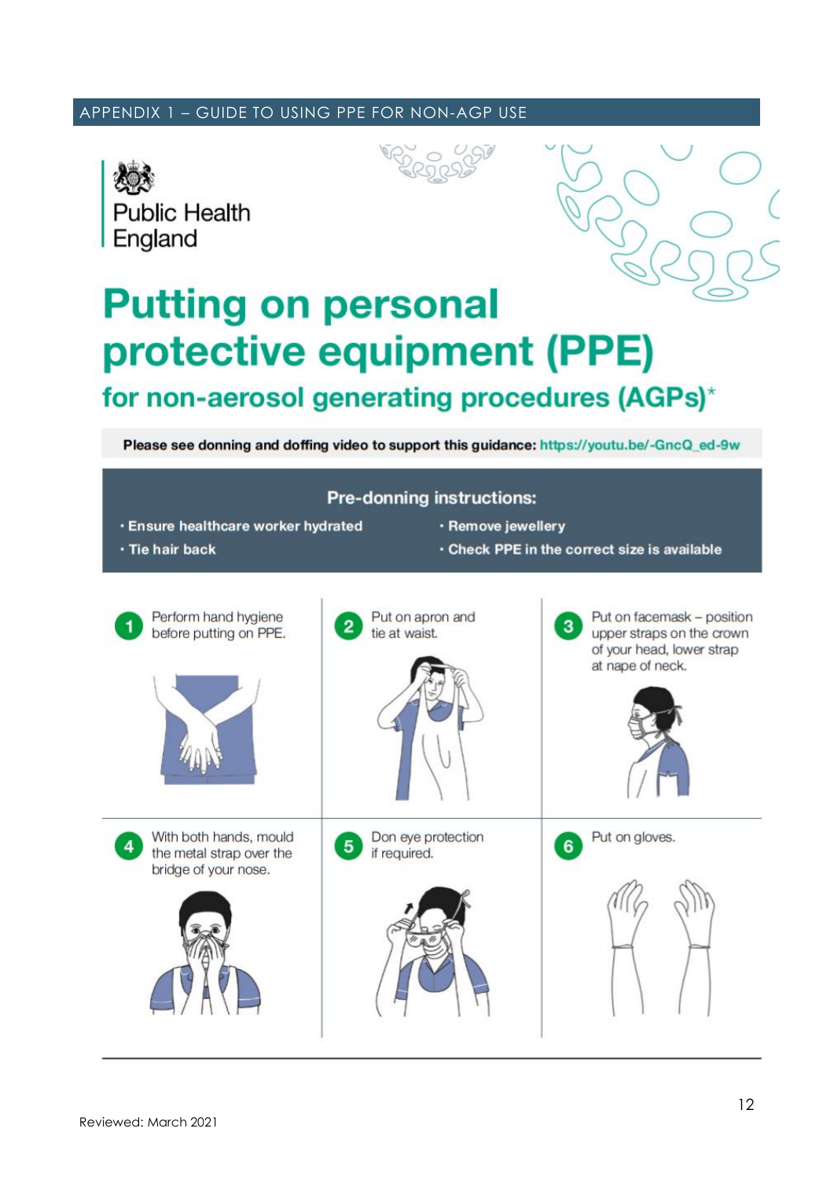APPENDIX 1 – GUIDE TO USING PPE FOR NON-AGP USE

Public Health England

# Putting on personal protective equipment (PPE)

## for non-aerosol generating procedures (AGPs)*

**Please see donning and doffing video to support this guidance: https://youtu.be/-GncQ_ed-9w**

### Pre-donning instructions:

- Ensure healthcare worker hydrated
- Remove jewellery
- Tie hair back
- Check PPE in the correct size is available

1. Perform hand hygiene before putting on PPE.
2. Put on apron and tie at waist.
3. Put on facemask – position upper straps on the crown of your head, lower strap at nape of neck.
4. With both hands, mould the metal strap over the bridge of your nose.
5. Don eye protection if required.
6. Put on gloves.

Reviewed: March 2021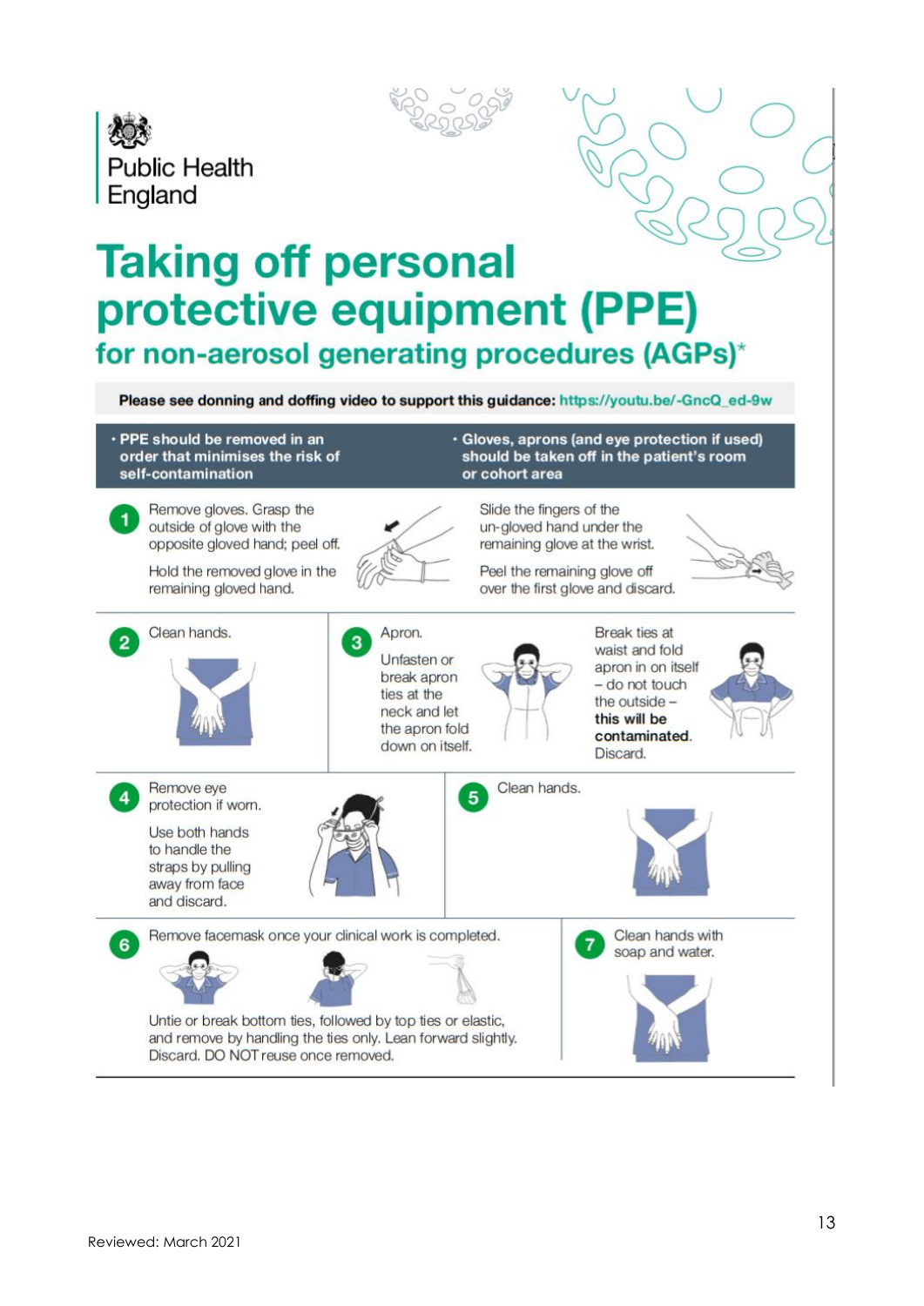Public Health England

# Taking off personal protective equipment (PPE)

## for non-aerosol generating procedures (AGPs)*

**Please see donning and doffing video to support this guidance: https://youtu.be/-GncQ_ed-9w**

- **PPE should be removed in an order that minimises the risk of self-contamination**
- **Gloves, aprons (and eye protection if used) should be taken off in the patient's room or cohort area**

**1** Remove gloves. Grasp the outside of glove with the opposite gloved hand; peel off.

Hold the removed glove in the remaining gloved hand.

Slide the fingers of the un-gloved hand under the remaining glove at the wrist.

Peel the remaining glove off over the first glove and discard.

**2** Clean hands.

**3** Apron.

Unfasten or break apron ties at the neck and let the apron fold down on itself.

Break ties at waist and fold apron in on itself – do not touch the outside – **this will be contaminated**. Discard.

**4** Remove eye protection if worn.

Use both hands to handle the straps by pulling away from face and discard.

**5** Clean hands.

**6** Remove facemask once your clinical work is completed.

Untie or break bottom ties, followed by top ties or elastic, and remove by handling the ties only. Lean forward slightly. Discard. DO NOT reuse once removed.

**7** Clean hands with soap and water.

Reviewed: March 2021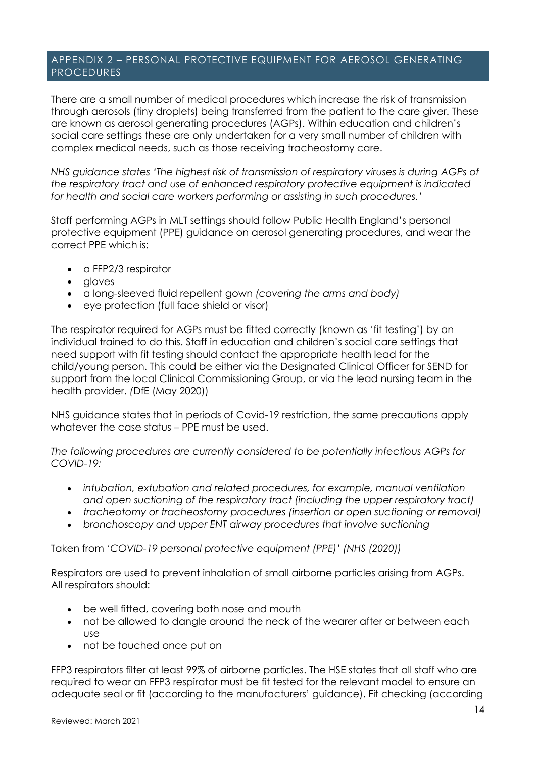## APPENDIX 2 – PERSONAL PROTECTIVE EQUIPMENT FOR AEROSOL GENERATING PROCEDURES

There are a small number of medical procedures which increase the risk of transmission through aerosols (tiny droplets) being transferred from the patient to the care giver. These are known as aerosol generating procedures (AGPs). Within education and children's social care settings these are only undertaken for a very small number of children with complex medical needs, such as those receiving tracheostomy care.

*NHS guidance states 'The highest risk of transmission of respiratory viruses is during AGPs of the respiratory tract and use of enhanced respiratory protective equipment is indicated for health and social care workers performing or assisting in such procedures.'*

Staff performing AGPs in MLT settings should follow Public Health England's personal protective equipment (PPE) guidance on aerosol generating procedures, and wear the correct PPE which is:

- a FFP2/3 respirator
- gloves
- a long-sleeved fluid repellent gown *(covering the arms and body)*
- eye protection (full face shield or visor)

The respirator required for AGPs must be fitted correctly (known as 'fit testing') by an individual trained to do this. Staff in education and children's social care settings that need support with fit testing should contact the appropriate health lead for the child/young person. This could be either via the Designated Clinical Officer for SEND for support from the local Clinical Commissioning Group, or via the lead nursing team in the health provider. *(*DfE (May 2020))

NHS guidance states that in periods of Covid-19 restriction, the same precautions apply whatever the case status – PPE must be used.

*The following procedures are currently considered to be potentially infectious AGPs for COVID-19:*

- *intubation, extubation and related procedures, for example, manual ventilation and open suctioning of the respiratory tract (including the upper respiratory tract)*
- *tracheotomy or tracheostomy procedures (insertion or open suctioning or removal)*
- *bronchoscopy and upper ENT airway procedures that involve suctioning*

Taken from *'COVID-19 personal protective equipment (PPE)' (NHS (2020))*

Respirators are used to prevent inhalation of small airborne particles arising from AGPs. All respirators should:

- be well fitted, covering both nose and mouth
- not be allowed to dangle around the neck of the wearer after or between each use
- not be touched once put on

FFP3 respirators filter at least 99% of airborne particles. The HSE states that all staff who are required to wear an FFP3 respirator must be fit tested for the relevant model to ensure an adequate seal or fit (according to the manufacturers' guidance). Fit checking (according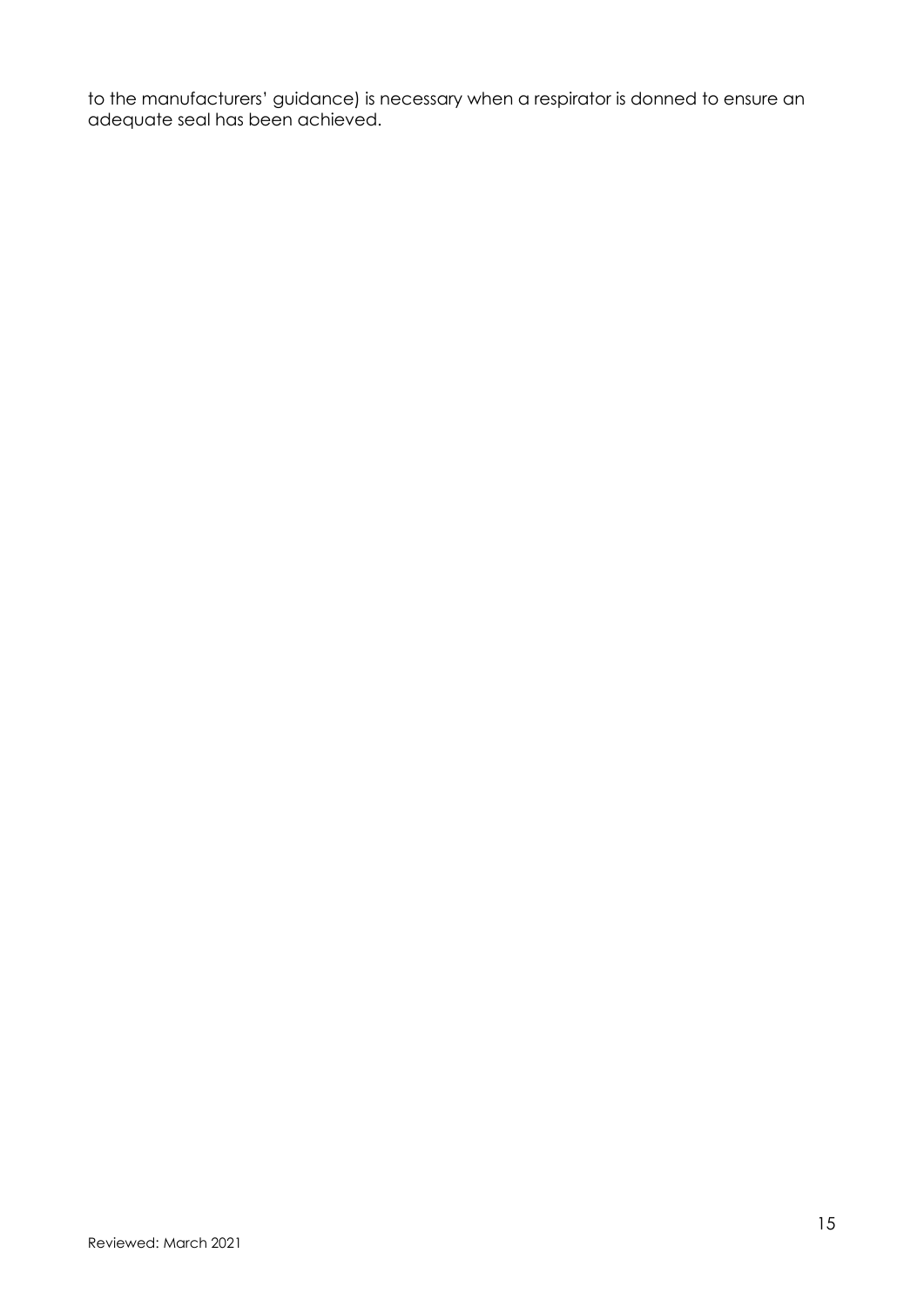to the manufacturers' guidance) is necessary when a respirator is donned to ensure an adequate seal has been achieved.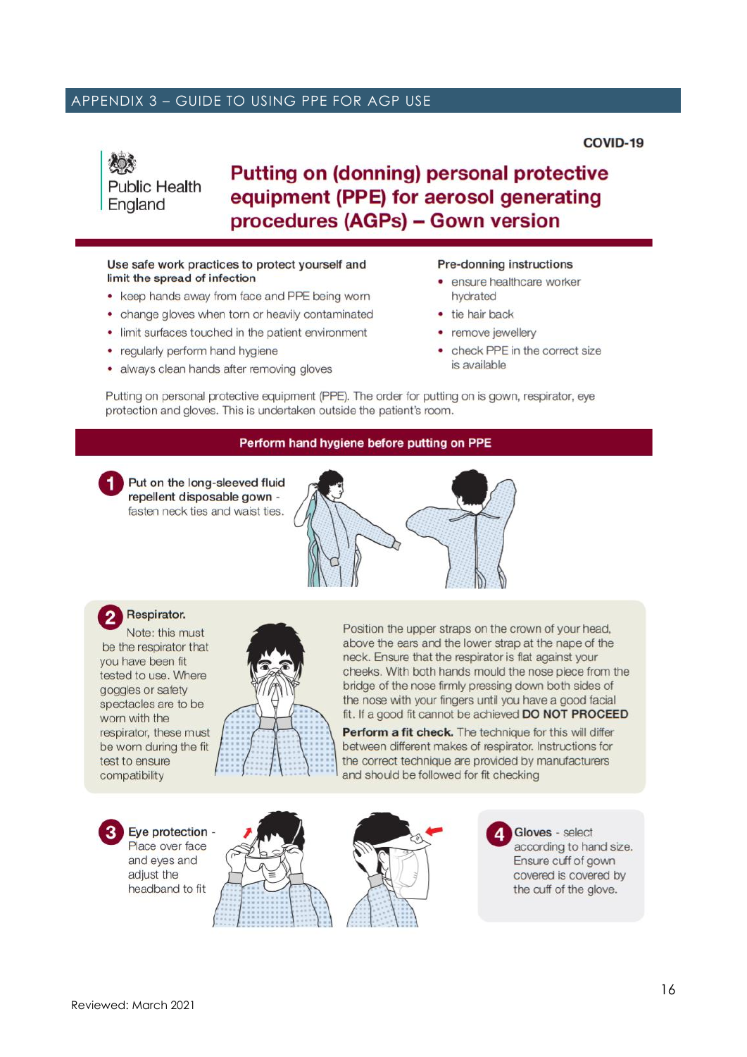## APPENDIX 3 – GUIDE TO USING PPE FOR AGP USE

COVID-19

Public Health England

# Putting on (donning) personal protective equipment (PPE) for aerosol generating procedures (AGPs) – Gown version

**Use safe work practices to protect yourself and limit the spread of infection**

- keep hands away from face and PPE being worn
- change gloves when torn or heavily contaminated
- limit surfaces touched in the patient environment
- regularly perform hand hygiene
- always clean hands after removing gloves

**Pre-donning instructions**

- ensure healthcare worker hydrated
- tie hair back
- remove jewellery
- check PPE in the correct size is available

Putting on personal protective equipment (PPE). The order for putting on is gown, respirator, eye protection and gloves. This is undertaken outside the patient's room.

**Perform hand hygiene before putting on PPE**

**1 Put on the long-sleeved fluid repellent disposable gown** - fasten neck ties and waist ties.

**2 Respirator.**

Note: this must be the respirator that you have been fit tested to use. Where goggles or safety spectacles are to be worn with the respirator, these must be worn during the fit test to ensure compatibility

Position the upper straps on the crown of your head, above the ears and the lower strap at the nape of the neck. Ensure that the respirator is flat against your cheeks. With both hands mould the nose piece from the bridge of the nose firmly pressing down both sides of the nose with your fingers until you have a good facial fit. If a good fit cannot be achieved **DO NOT PROCEED**

**Perform a fit check.** The technique for this will differ between different makes of respirator. Instructions for the correct technique are provided by manufacturers and should be followed for fit checking

**3 Eye protection** - Place over face and eyes and adjust the headband to fit

**4 Gloves** - select according to hand size. Ensure cuff of gown covered is covered by the cuff of the glove.

Reviewed: March 2021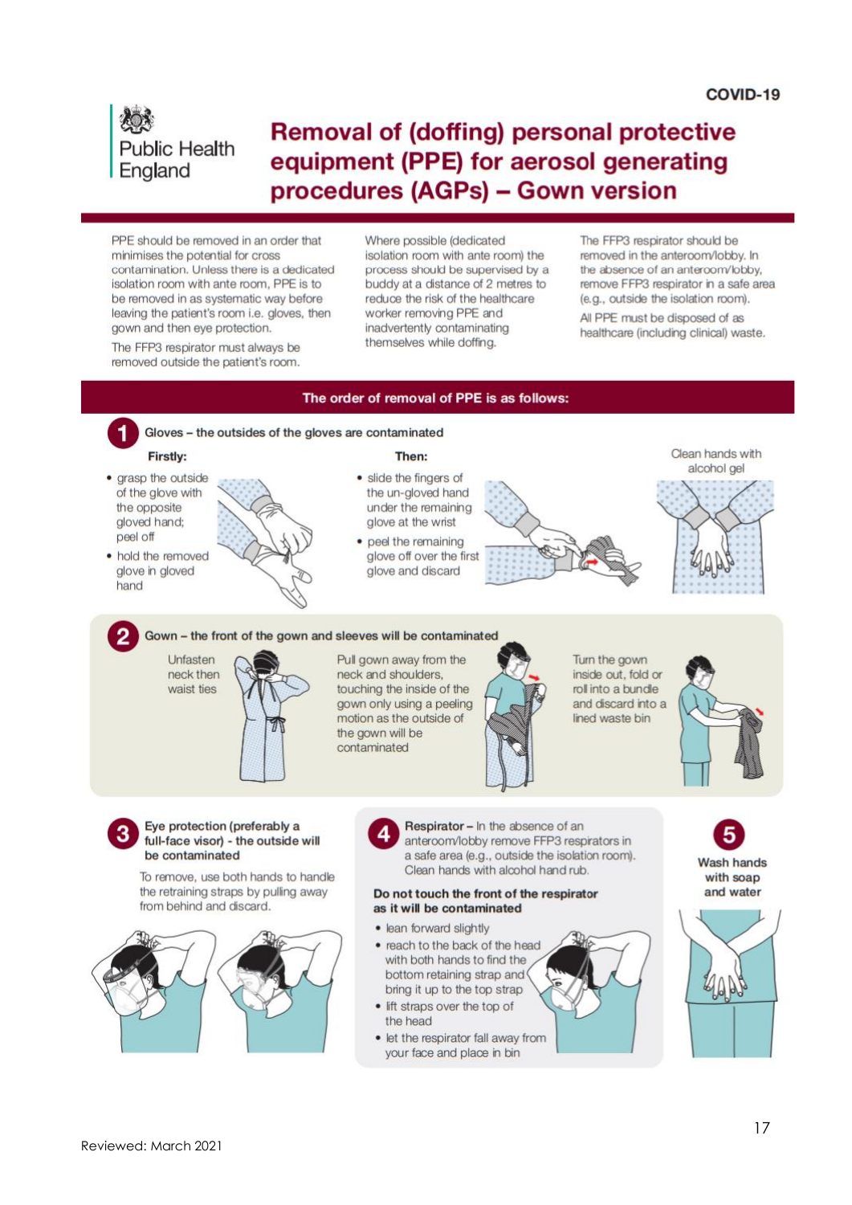COVID-19

Public Health England

# Removal of (doffing) personal protective equipment (PPE) for aerosol generating procedures (AGPs) – Gown version

PPE should be removed in an order that minimises the potential for cross contamination. Unless there is a dedicated isolation room with ante room, PPE is to be removed in as systematic way before leaving the patient's room i.e. gloves, then gown and then eye protection.

The FFP3 respirator must always be removed outside the patient's room.

Where possible (dedicated isolation room with ante room) the process should be supervised by a buddy at a distance of 2 metres to reduce the risk of the healthcare worker removing PPE and inadvertently contaminating themselves while doffing.

The FFP3 respirator should be removed in the anteroom/lobby. In the absence of an anteroom/lobby, remove FFP3 respirator in a safe area (e.g., outside the isolation room).

All PPE must be disposed of as healthcare (including clinical) waste.

## The order of removal of PPE is as follows:

### 1 Gloves – the outsides of the gloves are contaminated

**Firstly:**

- grasp the outside of the glove with the opposite gloved hand; peel off
- hold the removed glove in gloved hand

**Then:**

- slide the fingers of the un-gloved hand under the remaining glove at the wrist
- peel the remaining glove off over the first glove and discard

Clean hands with alcohol gel

### 2 Gown – the front of the gown and sleeves will be contaminated

Unfasten neck then waist ties

Pull gown away from the neck and shoulders, touching the inside of the gown only using a peeling motion as the outside of the gown will be contaminated

Turn the gown inside out, fold or roll into a bundle and discard into a lined waste bin

### 3 Eye protection (preferably a full-face visor) - the outside will be contaminated

To remove, use both hands to handle the retraining straps by pulling away from behind and discard.

### 4 Respirator – In the absence of an anteroom/lobby remove FFP3 respirators in a safe area (e.g., outside the isolation room). Clean hands with alcohol hand rub.

**Do not touch the front of the respirator as it will be contaminated**

- lean forward slightly
- reach to the back of the head with both hands to find the bottom retaining strap and bring it up to the top strap
- lift straps over the top of the head
- let the respirator fall away from your face and place in bin

### 5 Wash hands with soap and water

Reviewed: March 2021